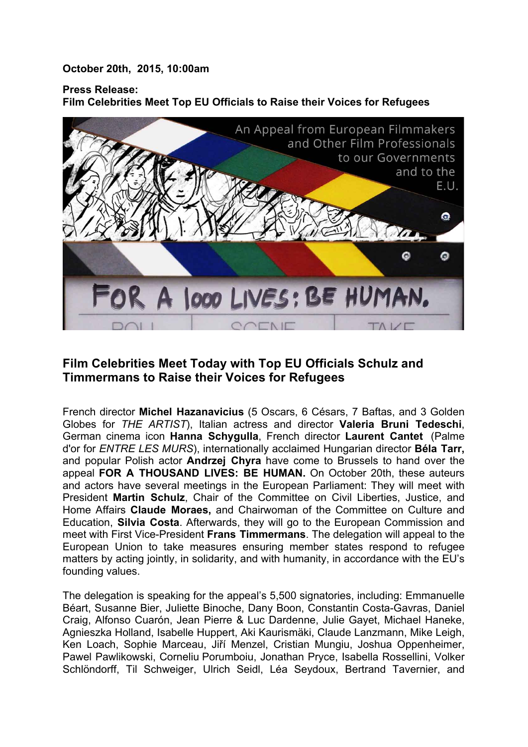**October 20th, 2015, 10:00am**

**Press Release:**
**Film Celebrities Meet Top EU Officials to Raise their Voices for Refugees**

## Film Celebrities Meet Today with Top EU Officials Schulz and Timmermans to Raise their Voices for Refugees

French director **Michel Hazanavicius** (5 Oscars, 6 Césars, 7 Baftas, and 3 Golden Globes for *THE ARTIST*), Italian actress and director **Valeria Bruni Tedeschi**, German cinema icon **Hanna Schygulla**, French director **Laurent Cantet** (Palme d'or for *ENTRE LES MURS*), internationally acclaimed Hungarian director **Béla Tarr,** and popular Polish actor **Andrzej Chyra** have come to Brussels to hand over the appeal **FOR A THOUSAND LIVES: BE HUMAN.** On October 20th, these auteurs and actors have several meetings in the European Parliament: They will meet with President **Martin Schulz**, Chair of the Committee on Civil Liberties, Justice, and Home Affairs **Claude Moraes,** and Chairwoman of the Committee on Culture and Education, **Silvia Costa**. Afterwards, they will go to the European Commission and meet with First Vice-President **Frans Timmermans**. The delegation will appeal to the European Union to take measures ensuring member states respond to refugee matters by acting jointly, in solidarity, and with humanity, in accordance with the EU's founding values.

The delegation is speaking for the appeal's 5,500 signatories, including: Emmanuelle Béart, Susanne Bier, Juliette Binoche, Dany Boon, Constantin Costa-Gavras, Daniel Craig, Alfonso Cuarón, Jean Pierre & Luc Dardenne, Julie Gayet, Michael Haneke, Agnieszka Holland, Isabelle Huppert, Aki Kaurismäki, Claude Lanzmann, Mike Leigh, Ken Loach, Sophie Marceau, Jiří Menzel, Cristian Mungiu, Joshua Oppenheimer, Pawel Pawlikowski, Corneliu Porumboiu, Jonathan Pryce, Isabella Rossellini, Volker Schlöndorff, Til Schweiger, Ulrich Seidl, Léa Seydoux, Bertrand Tavernier, and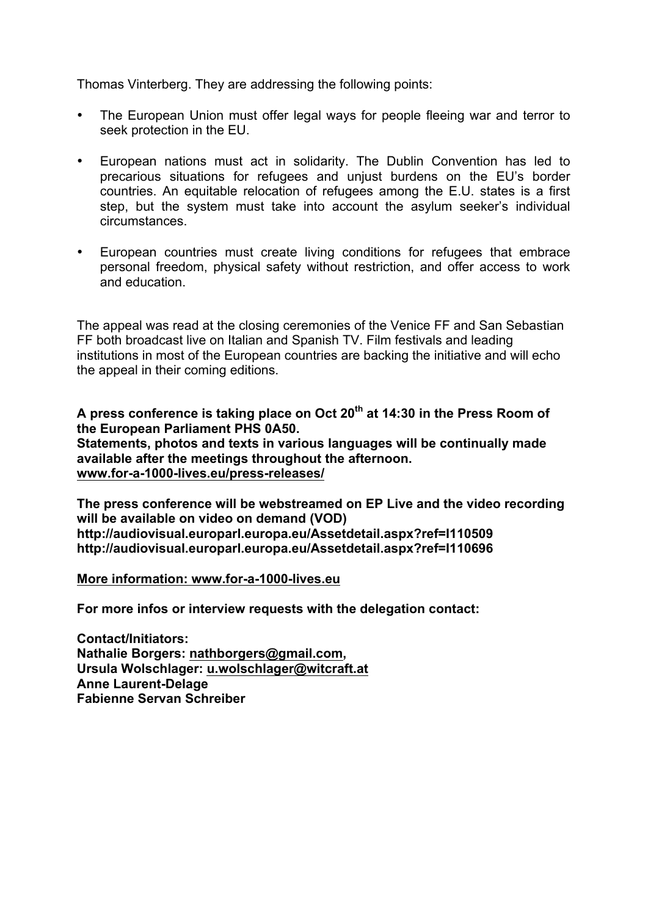Thomas Vinterberg. They are addressing the following points:

- The European Union must offer legal ways for people fleeing war and terror to seek protection in the EU.
- European nations must act in solidarity. The Dublin Convention has led to precarious situations for refugees and unjust burdens on the EU's border countries. An equitable relocation of refugees among the E.U. states is a first step, but the system must take into account the asylum seeker's individual circumstances.
- European countries must create living conditions for refugees that embrace personal freedom, physical safety without restriction, and offer access to work and education.

The appeal was read at the closing ceremonies of the Venice FF and San Sebastian FF both broadcast live on Italian and Spanish TV. Film festivals and leading institutions in most of the European countries are backing the initiative and will echo the appeal in their coming editions.

**A press conference is taking place on Oct 20th at 14:30 in the Press Room of the European Parliament PHS 0A50.**
**Statements, photos and texts in various languages will be continually made available after the meetings throughout the afternoon.**
**www.for-a-1000-lives.eu/press-releases/**

**The press conference will be webstreamed on EP Live and the video recording will be available on video on demand (VOD)**
**http://audiovisual.europarl.europa.eu/Assetdetail.aspx?ref=I110509**
**http://audiovisual.europarl.europa.eu/Assetdetail.aspx?ref=I110696**

**More information: www.for-a-1000-lives.eu**

**For more infos or interview requests with the delegation contact:**

**Contact/Initiators:**
**Nathalie Borgers: nathborgers@gmail.com,**
**Ursula Wolschlager: u.wolschlager@witcraft.at**
**Anne Laurent-Delage**
**Fabienne Servan Schreiber**